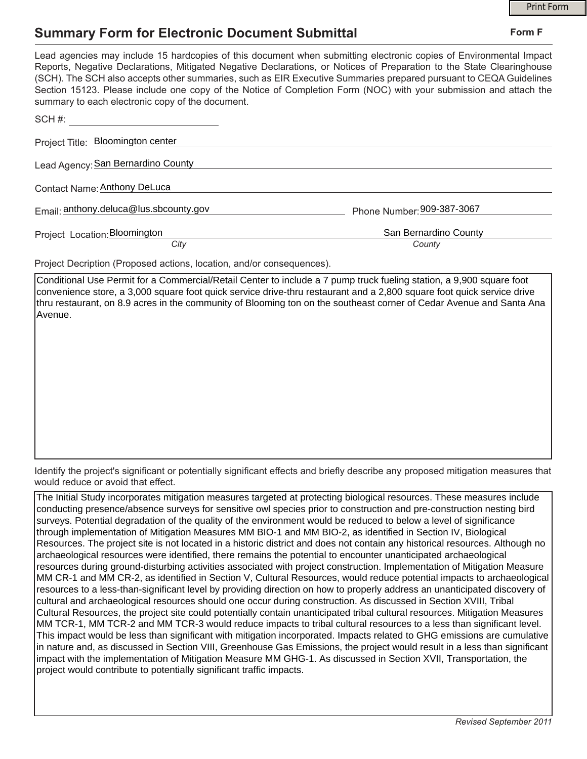## Summary Form for Electronic Document Submittal

**Form F**

Lead agencies may include 15 hardcopies of this document when submitting electronic copies of Environmental Impact Reports, Negative Declarations, Mitigated Negative Declarations, or Notices of Preparation to the State Clearinghouse (SCH). The SCH also accepts other summaries, such as EIR Executive Summaries prepared pursuant to CEQA Guidelines Section 15123. Please include one copy of the Notice of Completion Form (NOC) with your submission and attach the summary to each electronic copy of the document.

SCH #: 

Project Title: Bloomington center

Lead Agency: San Bernardino County

Contact Name: Anthony DeLuca

Email: anthony.deluca@lus.sbcounty.gov    Phone Number: 909-387-3067

Project Location: Bloomington (*City*)    San Bernardino County (*County*)

Project Decription (Proposed actions, location, and/or consequences).

Conditional Use Permit for a Commercial/Retail Center to include a 7 pump truck fueling station, a 9,900 square foot convenience store, a 3,000 square foot quick service drive-thru restaurant and a 2,800 square foot quick service drive thru restaurant, on 8.9 acres in the community of Blooming ton on the southeast corner of Cedar Avenue and Santa Ana Avenue.

Identify the project's significant or potentially significant effects and briefly describe any proposed mitigation measures that would reduce or avoid that effect.

The Initial Study incorporates mitigation measures targeted at protecting biological resources. These measures include conducting presence/absence surveys for sensitive owl species prior to construction and pre-construction nesting bird surveys. Potential degradation of the quality of the environment would be reduced to below a level of significance through implementation of Mitigation Measures MM BIO-1 and MM BIO-2, as identified in Section IV, Biological Resources. The project site is not located in a historic district and does not contain any historical resources. Although no archaeological resources were identified, there remains the potential to encounter unanticipated archaeological resources during ground-disturbing activities associated with project construction. Implementation of Mitigation Measure MM CR-1 and MM CR-2, as identified in Section V, Cultural Resources, would reduce potential impacts to archaeological resources to a less-than-significant level by providing direction on how to properly address an unanticipated discovery of cultural and archaeological resources should one occur during construction. As discussed in Section XVIII, Tribal Cultural Resources, the project site could potentially contain unanticipated tribal cultural resources. Mitigation Measures MM TCR-1, MM TCR-2 and MM TCR-3 would reduce impacts to tribal cultural resources to a less than significant level. This impact would be less than significant with mitigation incorporated. Impacts related to GHG emissions are cumulative in nature and, as discussed in Section VIII, Greenhouse Gas Emissions, the project would result in a less than significant impact with the implementation of Mitigation Measure MM GHG-1. As discussed in Section XVII, Transportation, the project would contribute to potentially significant traffic impacts.

*Revised September 2011*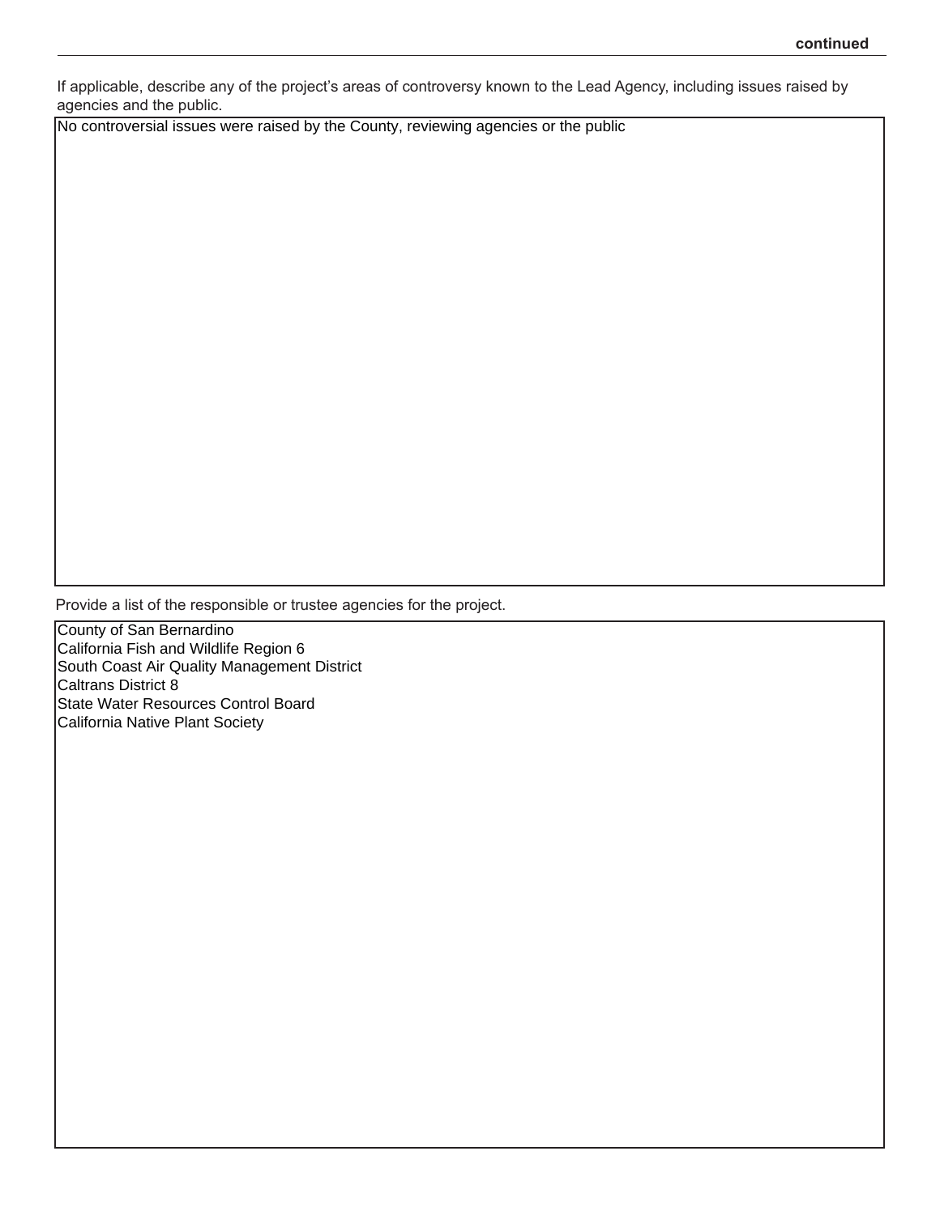If applicable, describe any of the project's areas of controversy known to the Lead Agency, including issues raised by agencies and the public.

No controversial issues were raised by the County, reviewing agencies or the public

Provide a list of the responsible or trustee agencies for the project.

County of San Bernardino
California Fish and Wildlife Region 6
South Coast Air Quality Management District
Caltrans District 8
State Water Resources Control Board
California Native Plant Society